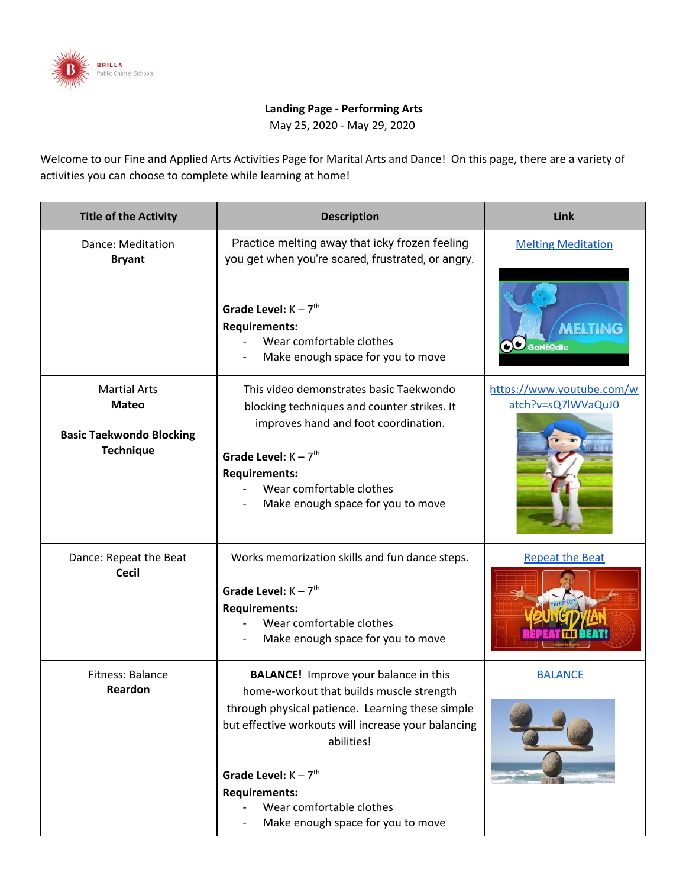BRILLA Public Charter Schools

**Landing Page - Performing Arts**
May 25, 2020 - May 29, 2020

Welcome to our Fine and Applied Arts Activities Page for Marital Arts and Dance! On this page, there are a variety of activities you can choose to complete while learning at home!

| Title of the Activity | Description | Link |
|---|---|---|
| Dance: Meditation **Bryant** | Practice melting away that icky frozen feeling you get when you're scared, frustrated, or angry. **Grade Level:** K – 7th **Requirements:** - Wear comfortable clothes - Make enough space for you to move | Melting Meditation |
| Martial Arts **Mateo** **Basic Taekwondo Blocking Technique** | This video demonstrates basic Taekwondo blocking techniques and counter strikes. It improves hand and foot coordination. **Grade Level:** K – 7th **Requirements:** - Wear comfortable clothes - Make enough space for you to move | https://www.youtube.com/watch?v=sQ7lWVaQuJ0 |
| Dance: Repeat the Beat **Cecil** | Works memorization skills and fun dance steps. **Grade Level:** K – 7th **Requirements:** - Wear comfortable clothes - Make enough space for you to move | Repeat the Beat |
| Fitness: Balance **Reardon** | **BALANCE!** Improve your balance in this home-workout that builds muscle strength through physical patience. Learning these simple but effective workouts will increase your balancing abilities! **Grade Level:** K – 7th **Requirements:** - Wear comfortable clothes - Make enough space for you to move | BALANCE |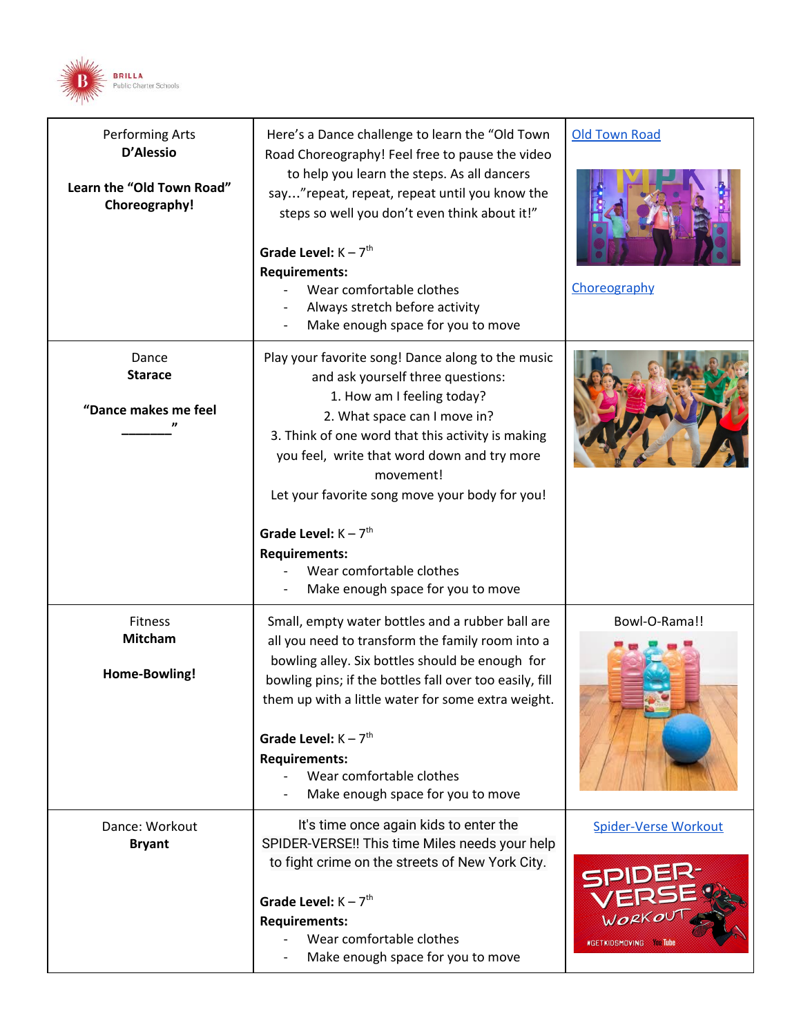BRILLA Public Charter Schools

| | | |
|---|---|---|
| Performing Arts<br>**D'Alessio**<br><br>**Learn the "Old Town Road" Choreography!** | Here's a Dance challenge to learn the "Old Town Road Choreography! Feel free to pause the video to help you learn the steps. As all dancers say…"repeat, repeat, repeat until you know the steps so well you don't even think about it!"<br><br>**Grade Level:** K – 7th<br>**Requirements:**<br>- Wear comfortable clothes<br>- Always stretch before activity<br>- Make enough space for you to move | Old Town Road<br><br>Choreography |
| Dance<br>**Starace**<br><br>**"Dance makes me feel _______"** | Play your favorite song! Dance along to the music and ask yourself three questions:<br>1. How am I feeling today?<br>2. What space can I move in?<br>3. Think of one word that this activity is making you feel, write that word down and try more movement!<br>Let your favorite song move your body for you!<br><br>**Grade Level:** K – 7th<br>**Requirements:**<br>- Wear comfortable clothes<br>- Make enough space for you to move | |
| Fitness<br>**Mitcham**<br><br>**Home-Bowling!** | Small, empty water bottles and a rubber ball are all you need to transform the family room into a bowling alley. Six bottles should be enough for bowling pins; if the bottles fall over too easily, fill them up with a little water for some extra weight.<br><br>**Grade Level:** K – 7th<br>**Requirements:**<br>- Wear comfortable clothes<br>- Make enough space for you to move | Bowl-O-Rama!! |
| Dance: Workout<br>**Bryant** | It's time once again kids to enter the SPIDER-VERSE!! This time Miles needs your help to fight crime on the streets of New York City.<br><br>**Grade Level:** K – 7th<br>**Requirements:**<br>- Wear comfortable clothes<br>- Make enough space for you to move | Spider-Verse Workout |